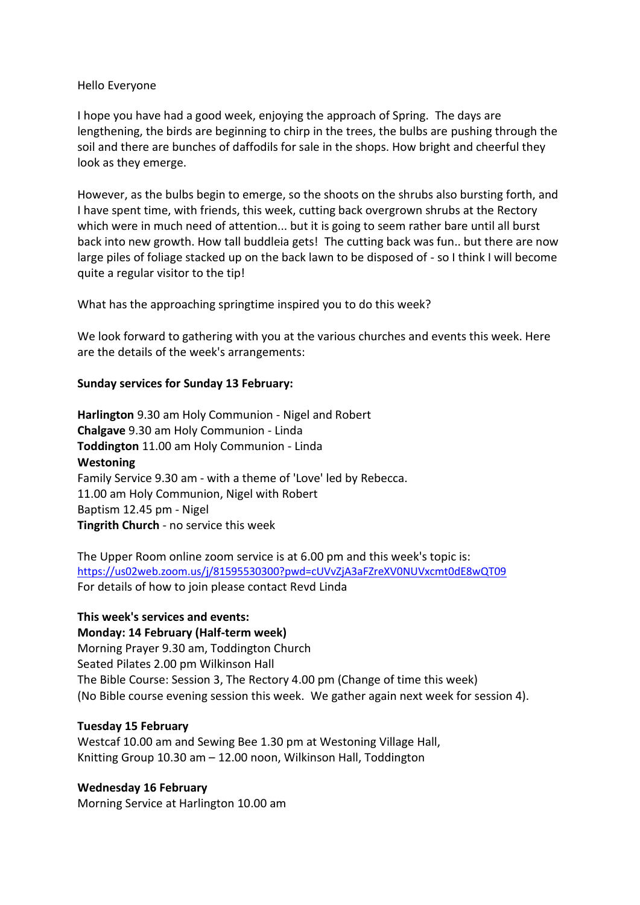Hello Everyone

I hope you have had a good week, enjoying the approach of Spring. The days are lengthening, the birds are beginning to chirp in the trees, the bulbs are pushing through the soil and there are bunches of daffodils for sale in the shops. How bright and cheerful they look as they emerge.

However, as the bulbs begin to emerge, so the shoots on the shrubs also bursting forth, and I have spent time, with friends, this week, cutting back overgrown shrubs at the Rectory which were in much need of attention... but it is going to seem rather bare until all burst back into new growth. How tall buddleia gets! The cutting back was fun.. but there are now large piles of foliage stacked up on the back lawn to be disposed of - so I think I will become quite a regular visitor to the tip!

What has the approaching springtime inspired you to do this week?

We look forward to gathering with you at the various churches and events this week. Here are the details of the week's arrangements:

**Sunday services for Sunday 13 February:**

**Harlington** 9.30 am Holy Communion - Nigel and Robert
**Chalgave** 9.30 am Holy Communion - Linda
**Toddington** 11.00 am Holy Communion - Linda
**Westoning**
Family Service 9.30 am - with a theme of 'Love' led by Rebecca.
11.00 am Holy Communion, Nigel with Robert
Baptism 12.45 pm - Nigel
**Tingrith Church** - no service this week

The Upper Room online zoom service is at 6.00 pm and this week's topic is:
https://us02web.zoom.us/j/81595530300?pwd=cUVvZjA3aFZreXV0NUVxcmt0dE8wQT09
For details of how to join please contact Revd Linda

**This week's services and events:**
**Monday: 14 February (Half-term week)**
Morning Prayer 9.30 am, Toddington Church
Seated Pilates 2.00 pm Wilkinson Hall
The Bible Course: Session 3, The Rectory 4.00 pm (Change of time this week)
(No Bible course evening session this week. We gather again next week for session 4).

**Tuesday 15 February**
Westcaf 10.00 am and Sewing Bee 1.30 pm at Westoning Village Hall,
Knitting Group 10.30 am – 12.00 noon, Wilkinson Hall, Toddington

**Wednesday 16 February**
Morning Service at Harlington 10.00 am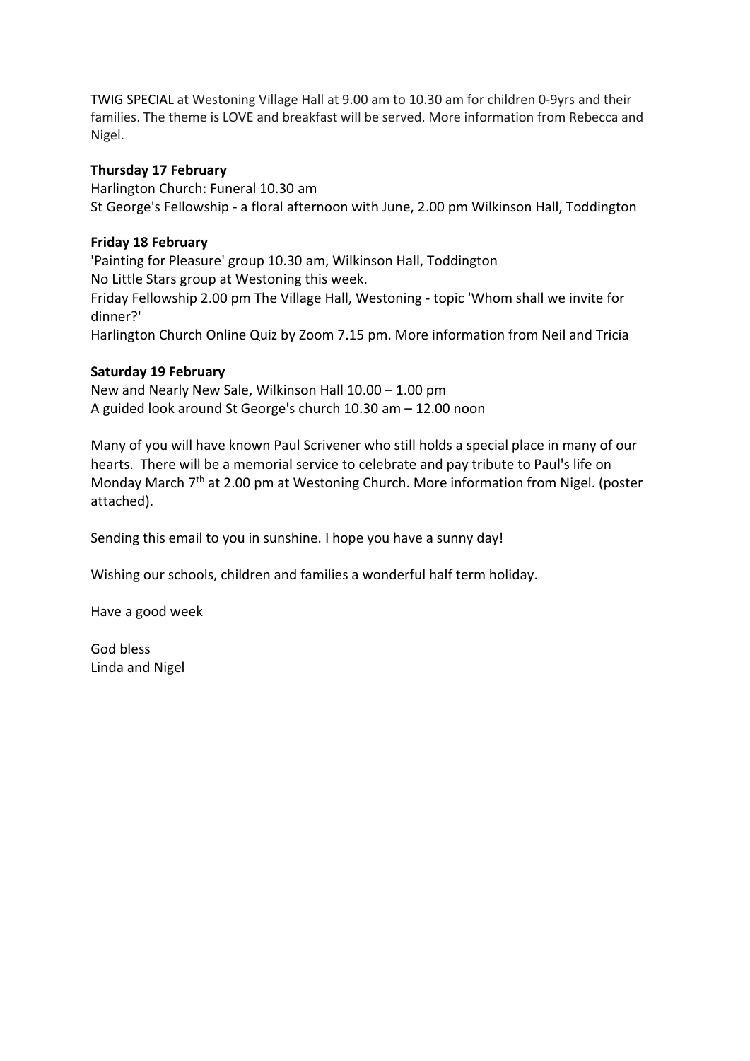TWIG SPECIAL at Westoning Village Hall at 9.00 am to 10.30 am for children 0-9yrs and their families. The theme is LOVE and breakfast will be served. More information from Rebecca and Nigel.

**Thursday 17 February**
Harlington Church: Funeral 10.30 am
St George's Fellowship - a floral afternoon with June, 2.00 pm Wilkinson Hall, Toddington

**Friday 18 February**
'Painting for Pleasure' group 10.30 am, Wilkinson Hall, Toddington
No Little Stars group at Westoning this week.
Friday Fellowship 2.00 pm The Village Hall, Westoning - topic 'Whom shall we invite for dinner?'
Harlington Church Online Quiz by Zoom 7.15 pm. More information from Neil and Tricia

**Saturday 19 February**
New and Nearly New Sale, Wilkinson Hall 10.00 – 1.00 pm
A guided look around St George's church 10.30 am – 12.00 noon

Many of you will have known Paul Scrivener who still holds a special place in many of our hearts. There will be a memorial service to celebrate and pay tribute to Paul's life on Monday March 7th at 2.00 pm at Westoning Church. More information from Nigel. (poster attached).

Sending this email to you in sunshine. I hope you have a sunny day!

Wishing our schools, children and families a wonderful half term holiday.

Have a good week

God bless
Linda and Nigel